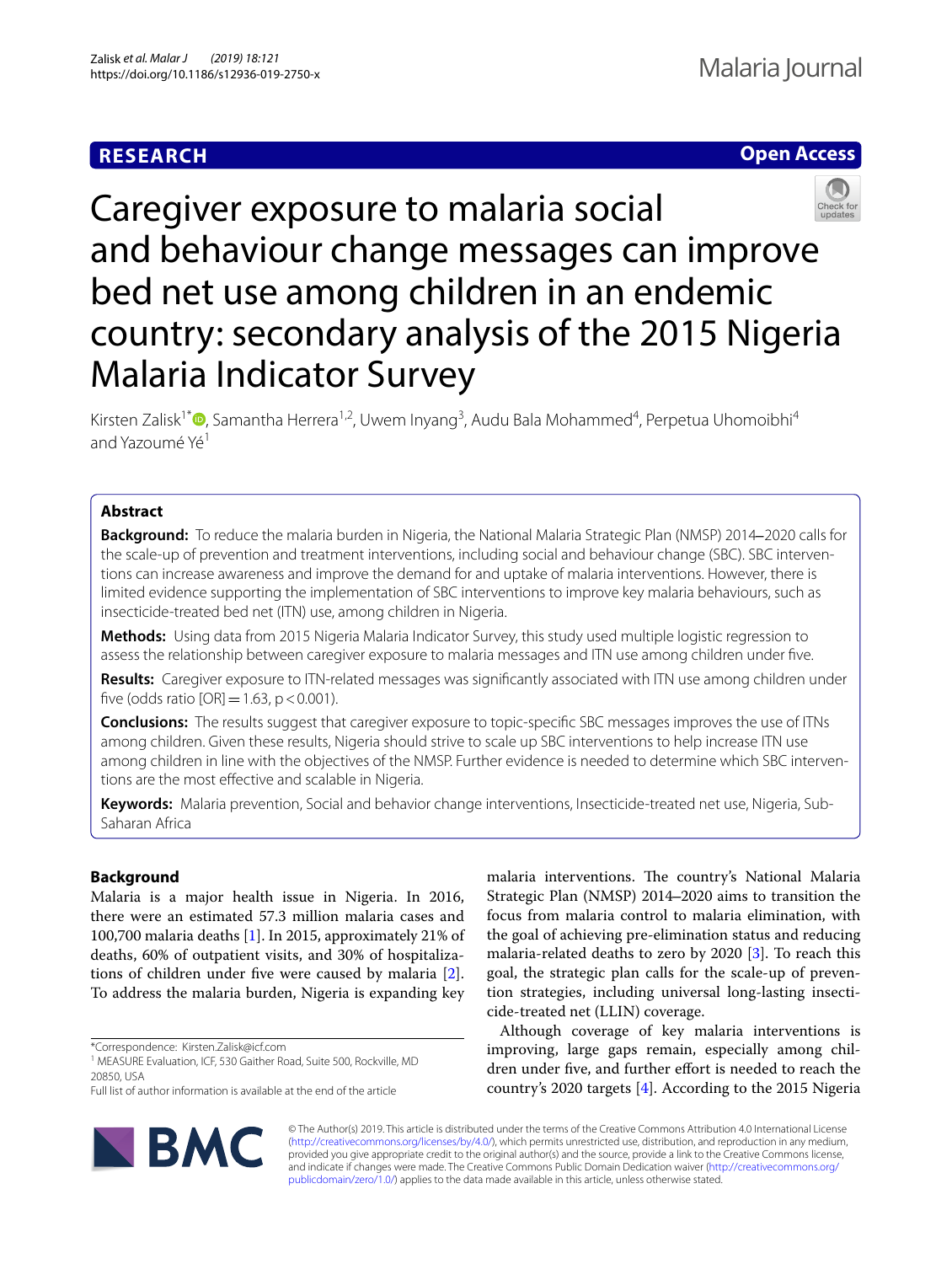**RESEARCH** **Open Access**

# Caregiver exposure to malaria social and behaviour change messages can improve bed net use among children in an endemic country: secondary analysis of the 2015 Nigeria Malaria Indicator Survey

Kirsten Zalisk[1*], Samantha Herrera[1,2], Uwem Inyang[3], Audu Bala Mohammed[4], Perpetua Uhomoibhi[4] and Yazoumé Yé[1]

## Abstract

**Background:** To reduce the malaria burden in Nigeria, the National Malaria Strategic Plan (NMSP) 2014–2020 calls for the scale-up of prevention and treatment interventions, including social and behaviour change (SBC). SBC interventions can increase awareness and improve the demand for and uptake of malaria interventions. However, there is limited evidence supporting the implementation of SBC interventions to improve key malaria behaviours, such as insecticide-treated bed net (ITN) use, among children in Nigeria.

**Methods:** Using data from 2015 Nigeria Malaria Indicator Survey, this study used multiple logistic regression to assess the relationship between caregiver exposure to malaria messages and ITN use among children under five.

**Results:** Caregiver exposure to ITN-related messages was significantly associated with ITN use among children under five (odds ratio [OR] = 1.63, $p < 0.001$).

**Conclusions:** The results suggest that caregiver exposure to topic-specific SBC messages improves the use of ITNs among children. Given these results, Nigeria should strive to scale up SBC interventions to help increase ITN use among children in line with the objectives of the NMSP. Further evidence is needed to determine which SBC interventions are the most effective and scalable in Nigeria.

**Keywords:** Malaria prevention, Social and behavior change interventions, Insecticide-treated net use, Nigeria, Sub-Saharan Africa

## Background

Malaria is a major health issue in Nigeria. In 2016, there were an estimated 57.3 million malaria cases and 100,700 malaria deaths [1]. In 2015, approximately 21% of deaths, 60% of outpatient visits, and 30% of hospitalizations of children under five were caused by malaria [2]. To address the malaria burden, Nigeria is expanding key malaria interventions. The country's National Malaria Strategic Plan (NMSP) 2014–2020 aims to transition the focus from malaria control to malaria elimination, with the goal of achieving pre-elimination status and reducing malaria-related deaths to zero by 2020 [3]. To reach this goal, the strategic plan calls for the scale-up of prevention strategies, including universal long-lasting insecticide-treated net (LLIN) coverage.

Although coverage of key malaria interventions is improving, large gaps remain, especially among children under five, and further effort is needed to reach the country's 2020 targets [4]. According to the 2015 Nigeria

*Correspondence: Kirsten.Zalisk@icf.com

[1] MEASURE Evaluation, ICF, 530 Gaither Road, Suite 500, Rockville, MD 20850, USA

Full list of author information is available at the end of the article

© The Author(s) 2019. This article is distributed under the terms of the Creative Commons Attribution 4.0 International License (http://creativecommons.org/licenses/by/4.0/), which permits unrestricted use, distribution, and reproduction in any medium, provided you give appropriate credit to the original author(s) and the source, provide a link to the Creative Commons license, and indicate if changes were made. The Creative Commons Public Domain Dedication waiver (http://creativecommons.org/publicdomain/zero/1.0/) applies to the data made available in this article, unless otherwise stated.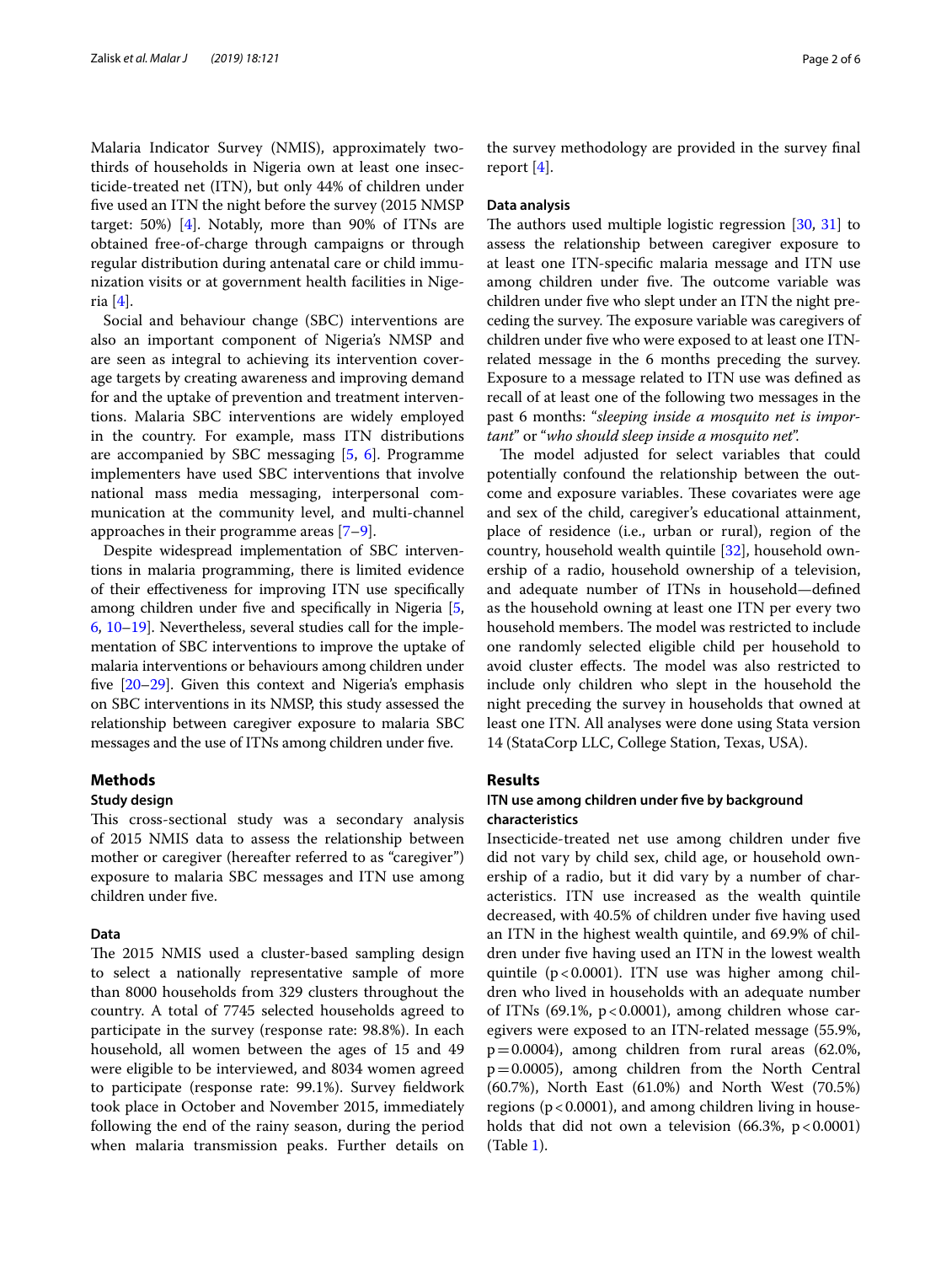Malaria Indicator Survey (NMIS), approximately two-thirds of households in Nigeria own at least one insecticide-treated net (ITN), but only 44% of children under five used an ITN the night before the survey (2015 NMSP target: 50%) [4]. Notably, more than 90% of ITNs are obtained free-of-charge through campaigns or through regular distribution during antenatal care or child immunization visits or at government health facilities in Nigeria [4].

Social and behaviour change (SBC) interventions are also an important component of Nigeria's NMSP and are seen as integral to achieving its intervention coverage targets by creating awareness and improving demand for and the uptake of prevention and treatment interventions. Malaria SBC interventions are widely employed in the country. For example, mass ITN distributions are accompanied by SBC messaging [5, 6]. Programme implementers have used SBC interventions that involve national mass media messaging, interpersonal communication at the community level, and multi-channel approaches in their programme areas [7–9].

Despite widespread implementation of SBC interventions in malaria programming, there is limited evidence of their effectiveness for improving ITN use specifically among children under five and specifically in Nigeria [5, 6, 10–19]. Nevertheless, several studies call for the implementation of SBC interventions to improve the uptake of malaria interventions or behaviours among children under five [20–29]. Given this context and Nigeria's emphasis on SBC interventions in its NMSP, this study assessed the relationship between caregiver exposure to malaria SBC messages and the use of ITNs among children under five.

## Methods

### Study design

This cross-sectional study was a secondary analysis of 2015 NMIS data to assess the relationship between mother or caregiver (hereafter referred to as "caregiver") exposure to malaria SBC messages and ITN use among children under five.

### Data

The 2015 NMIS used a cluster-based sampling design to select a nationally representative sample of more than 8000 households from 329 clusters throughout the country. A total of 7745 selected households agreed to participate in the survey (response rate: 98.8%). In each household, all women between the ages of 15 and 49 were eligible to be interviewed, and 8034 women agreed to participate (response rate: 99.1%). Survey fieldwork took place in October and November 2015, immediately following the end of the rainy season, during the period when malaria transmission peaks. Further details on the survey methodology are provided in the survey final report [4].

### Data analysis

The authors used multiple logistic regression [30, 31] to assess the relationship between caregiver exposure to at least one ITN-specific malaria message and ITN use among children under five. The outcome variable was children under five who slept under an ITN the night preceding the survey. The exposure variable was caregivers of children under five who were exposed to at least one ITN-related message in the 6 months preceding the survey. Exposure to a message related to ITN use was defined as recall of at least one of the following two messages in the past 6 months: "*sleeping inside a mosquito net is important*" or "*who should sleep inside a mosquito net*".

The model adjusted for select variables that could potentially confound the relationship between the outcome and exposure variables. These covariates were age and sex of the child, caregiver's educational attainment, place of residence (i.e., urban or rural), region of the country, household wealth quintile [32], household ownership of a radio, household ownership of a television, and adequate number of ITNs in household—defined as the household owning at least one ITN per every two household members. The model was restricted to include one randomly selected eligible child per household to avoid cluster effects. The model was also restricted to include only children who slept in the household the night preceding the survey in households that owned at least one ITN. All analyses were done using Stata version 14 (StataCorp LLC, College Station, Texas, USA).

## Results

### ITN use among children under five by background characteristics

Insecticide-treated net use among children under five did not vary by child sex, child age, or household ownership of a radio, but it did vary by a number of characteristics. ITN use increased as the wealth quintile decreased, with 40.5% of children under five having used an ITN in the highest wealth quintile, and 69.9% of children under five having used an ITN in the lowest wealth quintile ($p < 0.0001$). ITN use was higher among children who lived in households with an adequate number of ITNs (69.1%, $p < 0.0001$), among children whose caregivers were exposed to an ITN-related message (55.9%, $p = 0.0004$), among children from rural areas (62.0%, $p = 0.0005$), among children from the North Central (60.7%), North East (61.0%) and North West (70.5%) regions ($p < 0.0001$), and among children living in households that did not own a television (66.3%, $p < 0.0001$) (Table 1).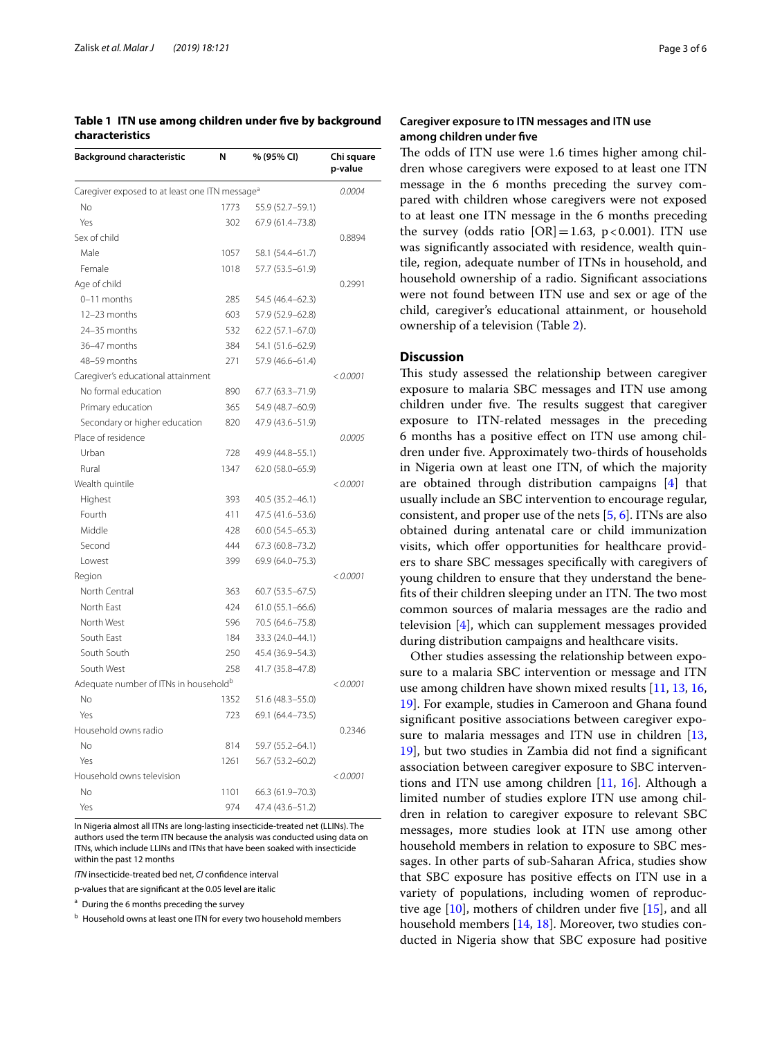**Table 1 ITN use among children under five by background characteristics**

| Background characteristic | N | % (95% CI) | Chi square p-value |
|---|---|---|---|
| Caregiver exposed to at least one ITN message[a] | | | *0.0004* |
| No | 1773 | 55.9 (52.7–59.1) | |
| Yes | 302 | 67.9 (61.4–73.8) | |
| Sex of child | | | 0.8894 |
| Male | 1057 | 58.1 (54.4–61.7) | |
| Female | 1018 | 57.7 (53.5–61.9) | |
| Age of child | | | 0.2991 |
| 0–11 months | 285 | 54.5 (46.4–62.3) | |
| 12–23 months | 603 | 57.9 (52.9–62.8) | |
| 24–35 months | 532 | 62.2 (57.1–67.0) | |
| 36–47 months | 384 | 54.1 (51.6–62.9) | |
| 48–59 months | 271 | 57.9 (46.6–61.4) | |
| Caregiver's educational attainment | | | *< 0.0001* |
| No formal education | 890 | 67.7 (63.3–71.9) | |
| Primary education | 365 | 54.9 (48.7–60.9) | |
| Secondary or higher education | 820 | 47.9 (43.6–51.9) | |
| Place of residence | | | *0.0005* |
| Urban | 728 | 49.9 (44.8–55.1) | |
| Rural | 1347 | 62.0 (58.0–65.9) | |
| Wealth quintile | | | *< 0.0001* |
| Highest | 393 | 40.5 (35.2–46.1) | |
| Fourth | 411 | 47.5 (41.6–53.6) | |
| Middle | 428 | 60.0 (54.5–65.3) | |
| Second | 444 | 67.3 (60.8–73.2) | |
| Lowest | 399 | 69.9 (64.0–75.3) | |
| Region | | | *< 0.0001* |
| North Central | 363 | 60.7 (53.5–67.5) | |
| North East | 424 | 61.0 (55.1–66.6) | |
| North West | 596 | 70.5 (64.6–75.8) | |
| South East | 184 | 33.3 (24.0–44.1) | |
| South South | 250 | 45.4 (36.9–54.3) | |
| South West | 258 | 41.7 (35.8–47.8) | |
| Adequate number of ITNs in household[b] | | | *< 0.0001* |
| No | 1352 | 51.6 (48.3–55.0) | |
| Yes | 723 | 69.1 (64.4–73.5) | |
| Household owns radio | | | 0.2346 |
| No | 814 | 59.7 (55.2–64.1) | |
| Yes | 1261 | 56.7 (53.2–60.2) | |
| Household owns television | | | *< 0.0001* |
| No | 1101 | 66.3 (61.9–70.3) | |
| Yes | 974 | 47.4 (43.6–51.2) | |

In Nigeria almost all ITNs are long-lasting insecticide-treated net (LLINs). The authors used the term ITN because the analysis was conducted using data on ITNs, which include LLINs and ITNs that have been soaked with insecticide within the past 12 months

*ITN* insecticide-treated bed net, *CI* confidence interval

p-values that are significant at the 0.05 level are italic

[a] During the 6 months preceding the survey

[b] Household owns at least one ITN for every two household members

### Caregiver exposure to ITN messages and ITN use among children under five

The odds of ITN use were 1.6 times higher among children whose caregivers were exposed to at least one ITN message in the 6 months preceding the survey compared with children whose caregivers were not exposed to at least one ITN message in the 6 months preceding the survey (odds ratio [OR] = 1.63, $p < 0.001$). ITN use was significantly associated with residence, wealth quintile, region, adequate number of ITNs in household, and household ownership of a radio. Significant associations were not found between ITN use and sex or age of the child, caregiver's educational attainment, or household ownership of a television (Table 2).

## Discussion

This study assessed the relationship between caregiver exposure to malaria SBC messages and ITN use among children under five. The results suggest that caregiver exposure to ITN-related messages in the preceding 6 months has a positive effect on ITN use among children under five. Approximately two-thirds of households in Nigeria own at least one ITN, of which the majority are obtained through distribution campaigns [4] that usually include an SBC intervention to encourage regular, consistent, and proper use of the nets [5, 6]. ITNs are also obtained during antenatal care or child immunization visits, which offer opportunities for healthcare providers to share SBC messages specifically with caregivers of young children to ensure that they understand the benefits of their children sleeping under an ITN. The two most common sources of malaria messages are the radio and television [4], which can supplement messages provided during distribution campaigns and healthcare visits.

Other studies assessing the relationship between exposure to a malaria SBC intervention or message and ITN use among children have shown mixed results [11, 13, 16, 19]. For example, studies in Cameroon and Ghana found significant positive associations between caregiver exposure to malaria messages and ITN use in children [13, 19], but two studies in Zambia did not find a significant association between caregiver exposure to SBC interventions and ITN use among children [11, 16]. Although a limited number of studies explore ITN use among children in relation to caregiver exposure to relevant SBC messages, more studies look at ITN use among other household members in relation to exposure to SBC messages. In other parts of sub-Saharan Africa, studies show that SBC exposure has positive effects on ITN use in a variety of populations, including women of reproductive age [10], mothers of children under five [15], and all household members [14, 18]. Moreover, two studies conducted in Nigeria show that SBC exposure had positive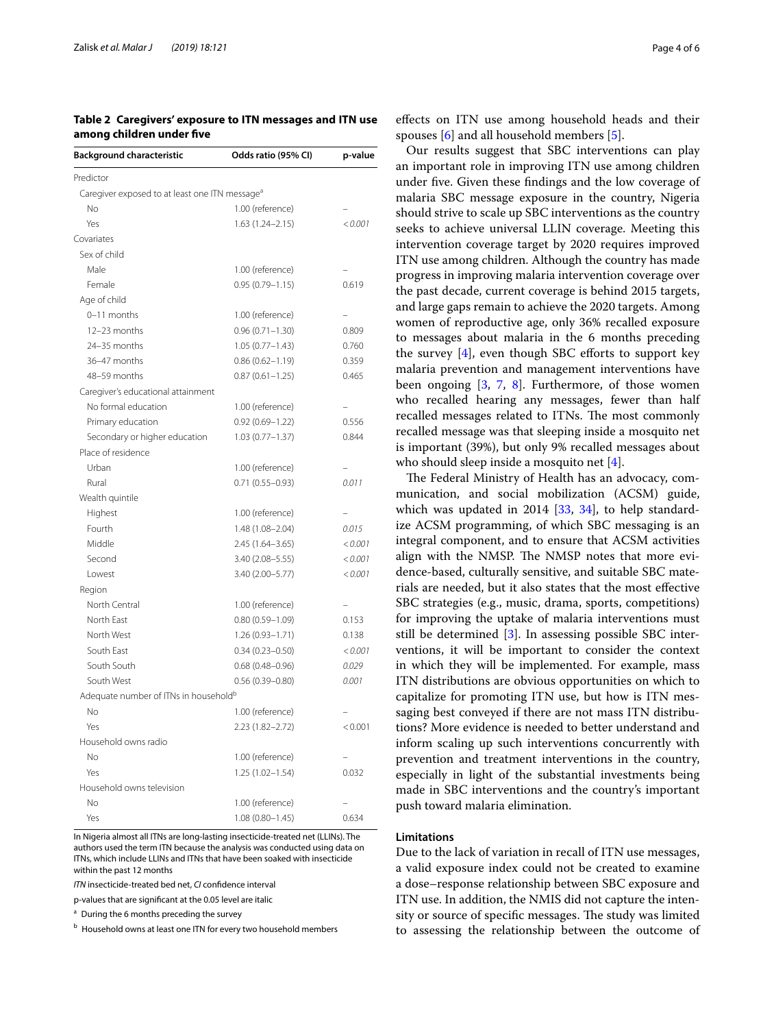**Table 2 Caregivers' exposure to ITN messages and ITN use among children under five**

| Background characteristic | Odds ratio (95% CI) | p-value |
|---|---|---|
| Predictor | | |
| Caregiver exposed to at least one ITN message[a] | | |
| No | 1.00 (reference) | – |
| Yes | 1.63 (1.24–2.15) | *< 0.001* |
| Covariates | | |
| Sex of child | | |
| Male | 1.00 (reference) | – |
| Female | 0.95 (0.79–1.15) | 0.619 |
| Age of child | | |
| 0–11 months | 1.00 (reference) | – |
| 12–23 months | 0.96 (0.71–1.30) | 0.809 |
| 24–35 months | 1.05 (0.77–1.43) | 0.760 |
| 36–47 months | 0.86 (0.62–1.19) | 0.359 |
| 48–59 months | 0.87 (0.61–1.25) | 0.465 |
| Caregiver's educational attainment | | |
| No formal education | 1.00 (reference) | – |
| Primary education | 0.92 (0.69–1.22) | 0.556 |
| Secondary or higher education | 1.03 (0.77–1.37) | 0.844 |
| Place of residence | | |
| Urban | 1.00 (reference) | – |
| Rural | 0.71 (0.55–0.93) | *0.011* |
| Wealth quintile | | |
| Highest | 1.00 (reference) | – |
| Fourth | 1.48 (1.08–2.04) | *0.015* |
| Middle | 2.45 (1.64–3.65) | *< 0.001* |
| Second | 3.40 (2.08–5.55) | *< 0.001* |
| Lowest | 3.40 (2.00–5.77) | *< 0.001* |
| Region | | |
| North Central | 1.00 (reference) | – |
| North East | 0.80 (0.59–1.09) | 0.153 |
| North West | 1.26 (0.93–1.71) | 0.138 |
| South East | 0.34 (0.23–0.50) | *< 0.001* |
| South South | 0.68 (0.48–0.96) | *0.029* |
| South West | 0.56 (0.39–0.80) | *0.001* |
| Adequate number of ITNs in household[b] | | |
| No | 1.00 (reference) | – |
| Yes | 2.23 (1.82–2.72) | < 0.001 |
| Household owns radio | | |
| No | 1.00 (reference) | – |
| Yes | 1.25 (1.02–1.54) | 0.032 |
| Household owns television | | |
| No | 1.00 (reference) | – |
| Yes | 1.08 (0.80–1.45) | 0.634 |

In Nigeria almost all ITNs are long-lasting insecticide-treated net (LLINs). The authors used the term ITN because the analysis was conducted using data on ITNs, which include LLINs and ITNs that have been soaked with insecticide within the past 12 months

*ITN* insecticide-treated bed net, *CI* confidence interval

p-values that are significant at the 0.05 level are italic

[a] During the 6 months preceding the survey

[b] Household owns at least one ITN for every two household members

effects on ITN use among household heads and their spouses [6] and all household members [5].

Our results suggest that SBC interventions can play an important role in improving ITN use among children under five. Given these findings and the low coverage of malaria SBC message exposure in the country, Nigeria should strive to scale up SBC interventions as the country seeks to achieve universal LLIN coverage. Meeting this intervention coverage target by 2020 requires improved ITN use among children. Although the country has made progress in improving malaria intervention coverage over the past decade, current coverage is behind 2015 targets, and large gaps remain to achieve the 2020 targets. Among women of reproductive age, only 36% recalled exposure to messages about malaria in the 6 months preceding the survey [4], even though SBC efforts to support key malaria prevention and management interventions have been ongoing [3, 7, 8]. Furthermore, of those women who recalled hearing any messages, fewer than half recalled messages related to ITNs. The most commonly recalled message was that sleeping inside a mosquito net is important (39%), but only 9% recalled messages about who should sleep inside a mosquito net [4].

The Federal Ministry of Health has an advocacy, communication, and social mobilization (ACSM) guide, which was updated in 2014 [33, 34], to help standardize ACSM programming, of which SBC messaging is an integral component, and to ensure that ACSM activities align with the NMSP. The NMSP notes that more evidence-based, culturally sensitive, and suitable SBC materials are needed, but it also states that the most effective SBC strategies (e.g., music, drama, sports, competitions) for improving the uptake of malaria interventions must still be determined [3]. In assessing possible SBC interventions, it will be important to consider the context in which they will be implemented. For example, mass ITN distributions are obvious opportunities on which to capitalize for promoting ITN use, but how is ITN messaging best conveyed if there are not mass ITN distributions? More evidence is needed to better understand and inform scaling up such interventions concurrently with prevention and treatment interventions in the country, especially in light of the substantial investments being made in SBC interventions and the country's important push toward malaria elimination.

## Limitations

Due to the lack of variation in recall of ITN use messages, a valid exposure index could not be created to examine a dose–response relationship between SBC exposure and ITN use. In addition, the NMIS did not capture the intensity or source of specific messages. The study was limited to assessing the relationship between the outcome of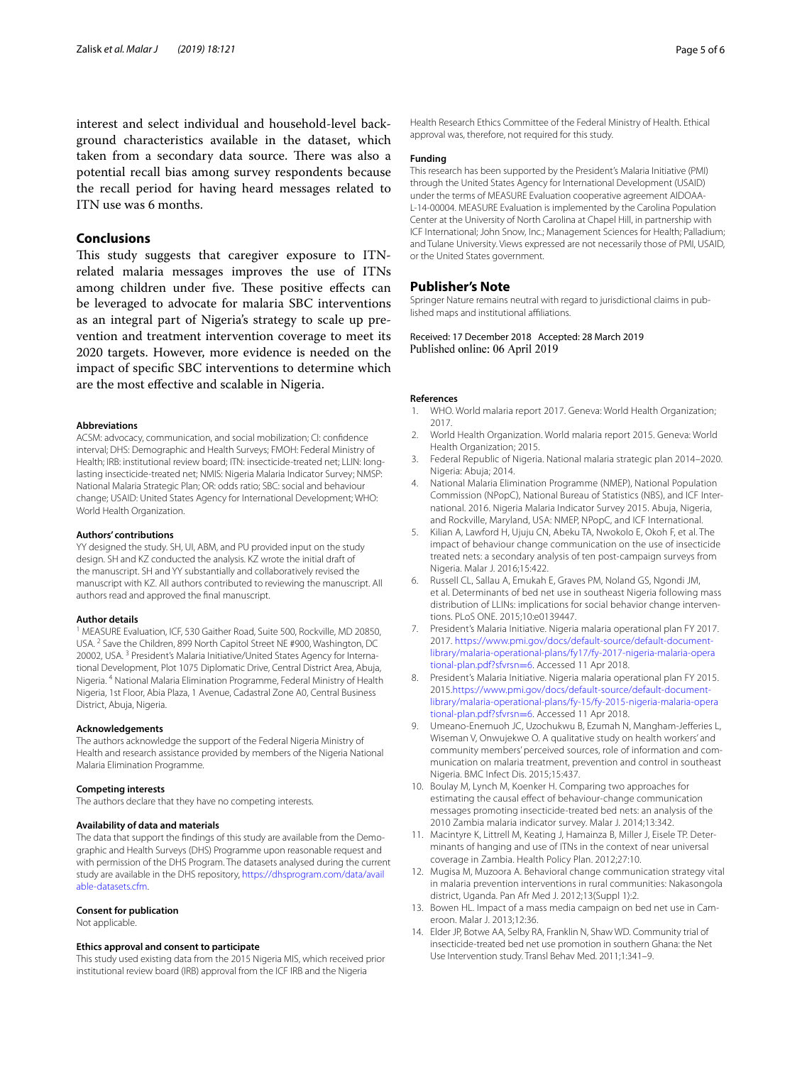interest and select individual and household-level background characteristics available in the dataset, which taken from a secondary data source. There was also a potential recall bias among survey respondents because the recall period for having heard messages related to ITN use was 6 months.

## Conclusions

This study suggests that caregiver exposure to ITN-related malaria messages improves the use of ITNs among children under five. These positive effects can be leveraged to advocate for malaria SBC interventions as an integral part of Nigeria's strategy to scale up prevention and treatment intervention coverage to meet its 2020 targets. However, more evidence is needed on the impact of specific SBC interventions to determine which are the most effective and scalable in Nigeria.

#### Abbreviations

ACSM: advocacy, communication, and social mobilization; CI: confidence interval; DHS: Demographic and Health Surveys; FMOH: Federal Ministry of Health; IRB: institutional review board; ITN: insecticide-treated net; LLIN: long-lasting insecticide-treated net; NMIS: Nigeria Malaria Indicator Survey; NMSP: National Malaria Strategic Plan; OR: odds ratio; SBC: social and behaviour change; USAID: United States Agency for International Development; WHO: World Health Organization.

#### Authors' contributions

YY designed the study. SH, UI, ABM, and PU provided input on the study design. SH and KZ conducted the analysis. KZ wrote the initial draft of the manuscript. SH and YY substantially and collaboratively revised the manuscript with KZ. All authors contributed to reviewing the manuscript. All authors read and approved the final manuscript.

#### Author details

[1] MEASURE Evaluation, ICF, 530 Gaither Road, Suite 500, Rockville, MD 20850, USA. [2] Save the Children, 899 North Capitol Street NE #900, Washington, DC 20002, USA. [3] President's Malaria Initiative/United States Agency for International Development, Plot 1075 Diplomatic Drive, Central District Area, Abuja, Nigeria. [4] National Malaria Elimination Programme, Federal Ministry of Health Nigeria, 1st Floor, Abia Plaza, 1 Avenue, Cadastral Zone A0, Central Business District, Abuja, Nigeria.

#### Acknowledgements

The authors acknowledge the support of the Federal Nigeria Ministry of Health and research assistance provided by members of the Nigeria National Malaria Elimination Programme.

#### Competing interests

The authors declare that they have no competing interests.

#### Availability of data and materials

The data that support the findings of this study are available from the Demographic and Health Surveys (DHS) Programme upon reasonable request and with permission of the DHS Program. The datasets analysed during the current study are available in the DHS repository, https://dhsprogram.com/data/available-datasets.cfm.

#### Consent for publication

Not applicable.

#### Ethics approval and consent to participate

This study used existing data from the 2015 Nigeria MIS, which received prior institutional review board (IRB) approval from the ICF IRB and the Nigeria Health Research Ethics Committee of the Federal Ministry of Health. Ethical approval was, therefore, not required for this study.

#### Funding

This research has been supported by the President's Malaria Initiative (PMI) through the United States Agency for International Development (USAID) under the terms of MEASURE Evaluation cooperative agreement AIDOAA-L-14-00004. MEASURE Evaluation is implemented by the Carolina Population Center at the University of North Carolina at Chapel Hill, in partnership with ICF International; John Snow, Inc.; Management Sciences for Health; Palladium; and Tulane University. Views expressed are not necessarily those of PMI, USAID, or the United States government.

## Publisher's Note

Springer Nature remains neutral with regard to jurisdictional claims in published maps and institutional affiliations.

Received: 17 December 2018 Accepted: 28 March 2019
Published online: 06 April 2019

#### References

1. WHO. World malaria report 2017. Geneva: World Health Organization; 2017.
2. World Health Organization. World malaria report 2015. Geneva: World Health Organization; 2015.
3. Federal Republic of Nigeria. National malaria strategic plan 2014–2020. Nigeria: Abuja; 2014.
4. National Malaria Elimination Programme (NMEP), National Population Commission (NPopC), National Bureau of Statistics (NBS), and ICF International. 2016. Nigeria Malaria Indicator Survey 2015. Abuja, Nigeria, and Rockville, Maryland, USA: NMEP, NPopC, and ICF International.
5. Kilian A, Lawford H, Ujuju CN, Abeku TA, Nwokolo E, Okoh F, et al. The impact of behaviour change communication on the use of insecticide treated nets: a secondary analysis of ten post-campaign surveys from Nigeria. Malar J. 2016;15:422.
6. Russell CL, Sallau A, Emukah E, Graves PM, Noland GS, Ngondi JM, et al. Determinants of bed net use in southeast Nigeria following mass distribution of LLINs: implications for social behavior change interventions. PLoS ONE. 2015;10:e0139447.
7. President's Malaria Initiative. Nigeria malaria operational plan FY 2017. 2017. https://www.pmi.gov/docs/default-source/default-document-library/malaria-operational-plans/fy17/fy-2017-nigeria-malaria-operational-plan.pdf?sfvrsn=6. Accessed 11 Apr 2018.
8. President's Malaria Initiative. Nigeria malaria operational plan FY 2015. 2015.https://www.pmi.gov/docs/default-source/default-document-library/malaria-operational-plans/fy-15/fy-2015-nigeria-malaria-operational-plan.pdf?sfvrsn=6. Accessed 11 Apr 2018.
9. Umeano-Enemuoh JC, Uzochukwu B, Ezumah N, Mangham-Jefferies L, Wiseman V, Onwujekwe O. A qualitative study on health workers' and community members' perceived sources, role of information and communication on malaria treatment, prevention and control in southeast Nigeria. BMC Infect Dis. 2015;15:437.
10. Boulay M, Lynch M, Koenker H. Comparing two approaches for estimating the causal effect of behaviour-change communication messages promoting insecticide-treated bed nets: an analysis of the 2010 Zambia malaria indicator survey. Malar J. 2014;13:342.
11. Macintyre K, Littrell M, Keating J, Hamainza B, Miller J, Eisele TP. Determinants of hanging and use of ITNs in the context of near universal coverage in Zambia. Health Policy Plan. 2012;27:10.
12. Mugisa M, Muzoora A. Behavioral change communication strategy vital in malaria prevention interventions in rural communities: Nakasongola district, Uganda. Pan Afr Med J. 2012;13(Suppl 1):2.
13. Bowen HL. Impact of a mass media campaign on bed net use in Cameroon. Malar J. 2013;12:36.
14. Elder JP, Botwe AA, Selby RA, Franklin N, Shaw WD. Community trial of insecticide-treated bed net use promotion in southern Ghana: the Net Use Intervention study. Transl Behav Med. 2011;1:341–9.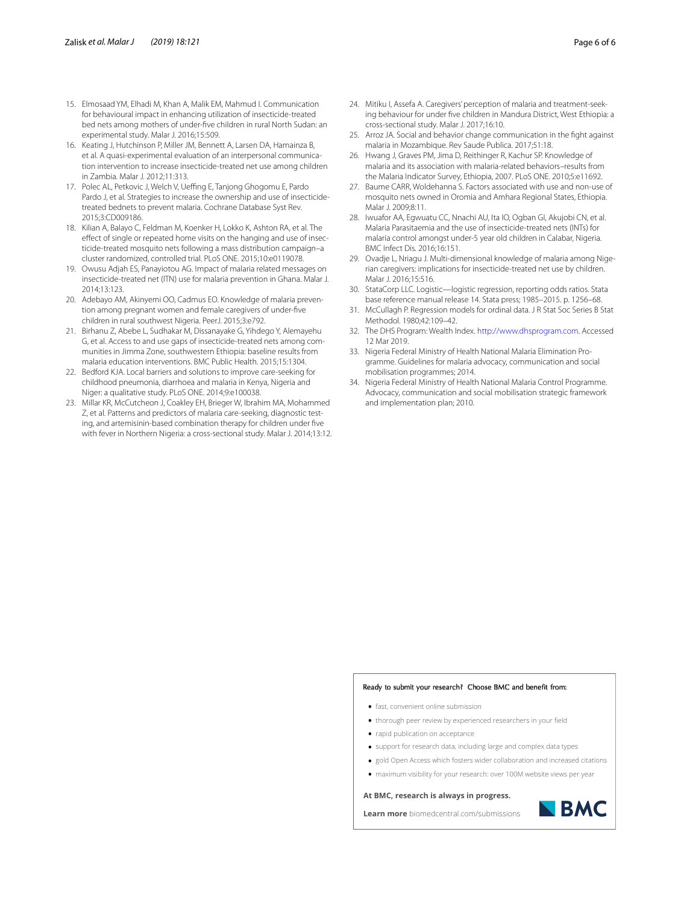15. Elmosaad YM, Elhadi M, Khan A, Malik EM, Mahmud I. Communication for behavioural impact in enhancing utilization of insecticide-treated bed nets among mothers of under-five children in rural North Sudan: an experimental study. Malar J. 2016;15:509.
16. Keating J, Hutchinson P, Miller JM, Bennett A, Larsen DA, Hamainza B, et al. A quasi-experimental evaluation of an interpersonal communication intervention to increase insecticide-treated net use among children in Zambia. Malar J. 2012;11:313.
17. Polec AL, Petkovic J, Welch V, Ueffing E, Tanjong Ghogomu E, Pardo Pardo J, et al. Strategies to increase the ownership and use of insecticide-treated bednets to prevent malaria. Cochrane Database Syst Rev. 2015;3:CD009186.
18. Kilian A, Balayo C, Feldman M, Koenker H, Lokko K, Ashton RA, et al. The effect of single or repeated home visits on the hanging and use of insecticide-treated mosquito nets following a mass distribution campaign–a cluster randomized, controlled trial. PLoS ONE. 2015;10:e0119078.
19. Owusu Adjah ES, Panayiotou AG. Impact of malaria related messages on insecticide-treated net (ITN) use for malaria prevention in Ghana. Malar J. 2014;13:123.
20. Adebayo AM, Akinyemi OO, Cadmus EO. Knowledge of malaria prevention among pregnant women and female caregivers of under-five children in rural southwest Nigeria. PeerJ. 2015;3:e792.
21. Birhanu Z, Abebe L, Sudhakar M, Dissanayake G, Yihdego Y, Alemayehu G, et al. Access to and use gaps of insecticide-treated nets among communities in Jimma Zone, southwestern Ethiopia: baseline results from malaria education interventions. BMC Public Health. 2015;15:1304.
22. Bedford KJA. Local barriers and solutions to improve care-seeking for childhood pneumonia, diarrhoea and malaria in Kenya, Nigeria and Niger: a qualitative study. PLoS ONE. 2014;9:e100038.
23. Millar KR, McCutcheon J, Coakley EH, Brieger W, Ibrahim MA, Mohammed Z, et al. Patterns and predictors of malaria care-seeking, diagnostic testing, and artemisinin-based combination therapy for children under five with fever in Northern Nigeria: a cross-sectional study. Malar J. 2014;13:12.
24. Mitiku I, Assefa A. Caregivers' perception of malaria and treatment-seeking behaviour for under five children in Mandura District, West Ethiopia: a cross-sectional study. Malar J. 2017;16:10.
25. Arroz JA. Social and behavior change communication in the fight against malaria in Mozambique. Rev Saude Publica. 2017;51:18.
26. Hwang J, Graves PM, Jima D, Reithinger R, Kachur SP. Knowledge of malaria and its association with malaria-related behaviors–results from the Malaria Indicator Survey, Ethiopia, 2007. PLoS ONE. 2010;5:e11692.
27. Baume CARR, Woldehanna S. Factors associated with use and non-use of mosquito nets owned in Oromia and Amhara Regional States, Ethiopia. Malar J. 2009;8:11.
28. Iwuafor AA, Egwuatu CC, Nnachi AU, Ita IO, Ogban GI, Akujobi CN, et al. Malaria Parasitaemia and the use of insecticide-treated nets (INTs) for malaria control amongst under-5 year old children in Calabar, Nigeria. BMC Infect Dis. 2016;16:151.
29. Ovadje L, Nriagu J. Multi-dimensional knowledge of malaria among Nigerian caregivers: implications for insecticide-treated net use by children. Malar J. 2016;15:516.
30. StataCorp LLC. Logistic—logistic regression, reporting odds ratios. Stata base reference manual release 14. Stata press; 1985–2015. p. 1256–68.
31. McCullagh P. Regression models for ordinal data. J R Stat Soc Series B Stat Methodol. 1980;42:109–42.
32. The DHS Program: Wealth Index. http://www.dhsprogram.com. Accessed 12 Mar 2019.
33. Nigeria Federal Ministry of Health National Malaria Elimination Programme. Guidelines for malaria advocacy, communication and social mobilisation programmes; 2014.
34. Nigeria Federal Ministry of Health National Malaria Control Programme. Advocacy, communication and social mobilisation strategic framework and implementation plan; 2010.